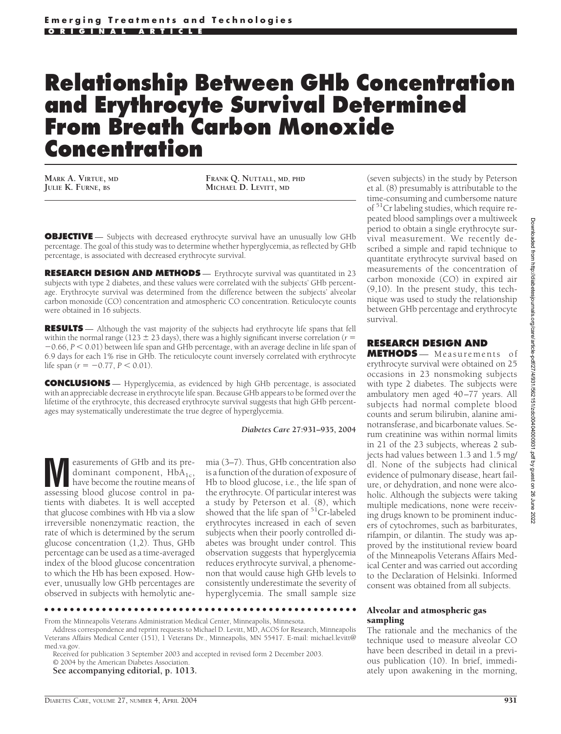Emerging Treatments and Technologies

ORIGINAL ARTICLE

# Relationship Between GHb Concentration and Erythrocyte Survival Determined From Breath Carbon Monoxide Concentration

MARK A. VIRTUE, MD
JULIE K. FURNE, BS
FRANK Q. NUTTALL, MD, PHD
MICHAEL D. LEVITT, MD

**OBJECTIVE** — Subjects with decreased erythrocyte survival have an unusually low GHb percentage. The goal of this study was to determine whether hyperglycemia, as reflected by GHb percentage, is associated with decreased erythrocyte survival.

**RESEARCH DESIGN AND METHODS** — Erythrocyte survival was quantitated in 23 subjects with type 2 diabetes, and these values were correlated with the subjects' GHb percentage. Erythrocyte survival was determined from the difference between the subjects' alveolar carbon monoxide (CO) concentration and atmospheric CO concentration. Reticulocyte counts were obtained in 16 subjects.

**RESULTS** — Although the vast majority of the subjects had erythrocyte life spans that fell within the normal range (123 ± 23 days), there was a highly significant inverse correlation ($r = -0.66$, $P < 0.01$) between life span and GHb percentage, with an average decline in life span of 6.9 days for each 1% rise in GHb. The reticulocyte count inversely correlated with erythrocyte life span ($r = -0.77$, $P < 0.01$).

**CONCLUSIONS** — Hyperglycemia, as evidenced by high GHb percentage, is associated with an appreciable decrease in erythrocyte life span. Because GHb appears to be formed over the lifetime of the erythrocyte, this decreased erythrocyte survival suggests that high GHb percentages may systematically underestimate the true degree of hyperglycemia.

*Diabetes Care* **27:931–935, 2004**

Measurements of GHb and its predominant component, $HbA_{1c}$, have become the routine means of assessing blood glucose control in patients with diabetes. It is well accepted that glucose combines with Hb via a slow irreversible nonenzymatic reaction, the rate of which is determined by the serum glucose concentration (1,2). Thus, GHb percentage can be used as a time-averaged index of the blood glucose concentration to which the Hb has been exposed. However, unusually low GHb percentages are observed in subjects with hemolytic anemia (3–7). Thus, GHb concentration also is a function of the duration of exposure of Hb to blood glucose, i.e., the life span of the erythrocyte. Of particular interest was a study by Peterson et al. (8), which showed that the life span of $^{51}$Cr-labeled erythrocytes increased in each of seven subjects when their poorly controlled diabetes was brought under control. This observation suggests that hyperglycemia reduces erythrocyte survival, a phenomenon that would cause high GHb levels to consistently underestimate the severity of hyperglycemia. The small sample size (seven subjects) in the study by Peterson et al. (8) presumably is attributable to the time-consuming and cumbersome nature of $^{51}$Cr labeling studies, which require repeated blood samplings over a multiweek period to obtain a single erythrocyte survival measurement. We recently described a simple and rapid technique to quantitate erythrocyte survival based on measurements of the concentration of carbon monoxide (CO) in expired air (9,10). In the present study, this technique was used to study the relationship between GHb percentage and erythrocyte survival.

## RESEARCH DESIGN AND METHODS

Measurements of erythrocyte survival were obtained on 25 occasions in 23 nonsmoking subjects with type 2 diabetes. The subjects were ambulatory men aged 40–77 years. All subjects had normal complete blood counts and serum bilirubin, alanine aminotransferase, and bicarbonate values. Serum creatinine was within normal limits in 21 of the 23 subjects, whereas 2 subjects had values between 1.3 and 1.5 mg/dl. None of the subjects had clinical evidence of pulmonary disease, heart failure, or dehydration, and none were alcoholic. Although the subjects were taking multiple medications, none were receiving drugs known to be prominent inducers of cytochromes, such as barbiturates, rifampin, or dilantin. The study was approved by the institutional review board of the Minneapolis Veterans Affairs Medical Center and was carried out according to the Declaration of Helsinki. Informed consent was obtained from all subjects.

### Alveolar and atmospheric gas sampling

The rationale and the mechanics of the technique used to measure alveolar CO have been described in detail in a previous publication (10). In brief, immediately upon awakening in the morning,

From the Minneapolis Veterans Administration Medical Center, Minneapolis, Minnesota.

Address correspondence and reprint requests to Michael D. Levitt, MD, ACOS for Research, Minneapolis Veterans Affairs Medical Center (151), 1 Veterans Dr., Minneapolis, MN 55417. E-mail: michael.levitt@med.va.gov.

Received for publication 3 September 2003 and accepted in revised form 2 December 2003.

© 2004 by the American Diabetes Association.

**See accompanying editorial, p. 1013.**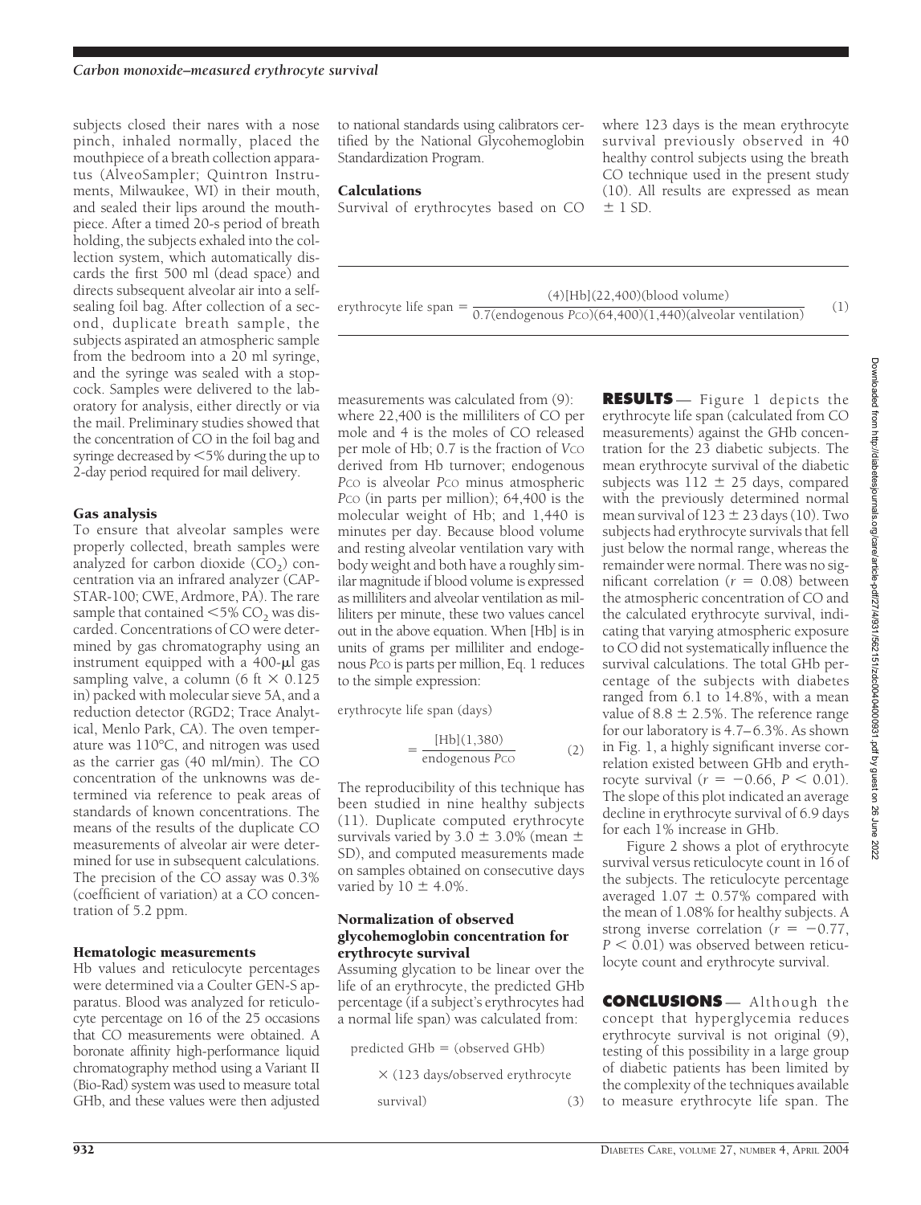subjects closed their nares with a nose pinch, inhaled normally, placed the mouthpiece of a breath collection apparatus (AlveoSampler; Quintron Instruments, Milwaukee, WI) in their mouth, and sealed their lips around the mouthpiece. After a timed 20-s period of breath holding, the subjects exhaled into the collection system, which automatically discards the first 500 ml (dead space) and directs subsequent alveolar air into a self-sealing foil bag. After collection of a second, duplicate breath sample, the subjects aspirated an atmospheric sample from the bedroom into a 20 ml syringe, and the syringe was sealed with a stopcock. Samples were delivered to the laboratory for analysis, either directly or via the mail. Preliminary studies showed that the concentration of CO in the foil bag and syringe decreased by <5% during the up to 2-day period required for mail delivery.

### Gas analysis

To ensure that alveolar samples were properly collected, breath samples were analyzed for carbon dioxide ($CO_2$) concentration via an infrared analyzer (CAPSTAR-100; CWE, Ardmore, PA). The rare sample that contained <5% $CO_2$ was discarded. Concentrations of CO were determined by gas chromatography using an instrument equipped with a 400-μl gas sampling valve, a column (6 ft × 0.125 in) packed with molecular sieve 5A, and a reduction detector (RGD2; Trace Analytical, Menlo Park, CA). The oven temperature was 110°C, and nitrogen was used as the carrier gas (40 ml/min). The CO concentration of the unknowns was determined via reference to peak areas of standards of known concentrations. The means of the results of the duplicate CO measurements of alveolar air were determined for use in subsequent calculations. The precision of the CO assay was 0.3% (coefficient of variation) at a CO concentration of 5.2 ppm.

### Hematologic measurements

Hb values and reticulocyte percentages were determined via a Coulter GEN-S apparatus. Blood was analyzed for reticulocyte percentage on 16 of the 25 occasions that CO measurements were obtained. A boronate affinity high-performance liquid chromatography method using a Variant II (Bio-Rad) system was used to measure total GHb, and these values were then adjusted to national standards using calibrators certified by the National Glycohemoglobin Standardization Program.

### Calculations

Survival of erythrocytes based on CO measurements was calculated from (9):

$$\text{erythrocyte life span} = \frac{(4)[\text{Hb}](22{,}400)(\text{blood volume})}{0.7(\text{endogenous } P\text{CO})(64{,}400)(1{,}440)(\text{alveolar ventilation})} \quad (1)$$

where 22,400 is the milliliters of CO per mole and 4 is the moles of CO released per mole of Hb; 0.7 is the fraction of $V$CO derived from Hb turnover; endogenous $P$CO is alveolar $P$CO minus atmospheric $P$CO (in parts per million); 64,400 is the molecular weight of Hb; and 1,440 is minutes per day. Because blood volume and resting alveolar ventilation vary with body weight and both have a roughly similar magnitude if blood volume is expressed as milliliters and alveolar ventilation as milliliters per minute, these two values cancel out in the above equation. When [Hb] is in units of grams per milliliter and endogenous $P$CO is parts per million, Eq. 1 reduces to the simple expression:

$$\text{erythrocyte life span (days)} = \frac{[\text{Hb}](1{,}380)}{\text{endogenous } P\text{CO}} \quad (2)$$

The reproducibility of this technique has been studied in nine healthy subjects (11). Duplicate computed erythrocyte survivals varied by 3.0 ± 3.0% (mean ± SD), and computed measurements made on samples obtained on consecutive days varied by 10 ± 4.0%.

### Normalization of observed glycohemoglobin concentration for erythrocyte survival

Assuming glycation to be linear over the life of an erythrocyte, the predicted GHb percentage (if a subject's erythrocytes had a normal life span) was calculated from:

$$\text{predicted GHb} = (\text{observed GHb}) \times (123 \text{ days/observed erythrocyte survival}) \quad (3)$$

where 123 days is the mean erythrocyte survival previously observed in 40 healthy control subjects using the breath CO technique used in the present study (10). All results are expressed as mean ± 1 SD.

## RESULTS

Figure 1 depicts the erythrocyte life span (calculated from CO measurements) against the GHb concentration for the 23 diabetic subjects. The mean erythrocyte survival of the diabetic subjects was 112 ± 25 days, compared with the previously determined normal mean survival of 123 ± 23 days (10). Two subjects had erythrocyte survivals that fell just below the normal range, whereas the remainder were normal. There was no significant correlation ($r = 0.08$) between the atmospheric concentration of CO and the calculated erythrocyte survival, indicating that varying atmospheric exposure to CO did not systematically influence the survival calculations. The total GHb percentage of the subjects with diabetes ranged from 6.1 to 14.8%, with a mean value of 8.8 ± 2.5%. The reference range for our laboratory is 4.7–6.3%. As shown in Fig. 1, a highly significant inverse correlation existed between GHb and erythrocyte survival ($r = -0.66$, $P < 0.01$). The slope of this plot indicated an average decline in erythrocyte survival of 6.9 days for each 1% increase in GHb.

Figure 2 shows a plot of erythrocyte survival versus reticulocyte count in 16 of the subjects. The reticulocyte percentage averaged 1.07 ± 0.57% compared with the mean of 1.08% for healthy subjects. A strong inverse correlation ($r = -0.77$, $P < 0.01$) was observed between reticulocyte count and erythrocyte survival.

## CONCLUSIONS

Although the concept that hyperglycemia reduces erythrocyte survival is not original (9), testing of this possibility in a large group of diabetic patients has been limited by the complexity of the techniques available to measure erythrocyte life span. The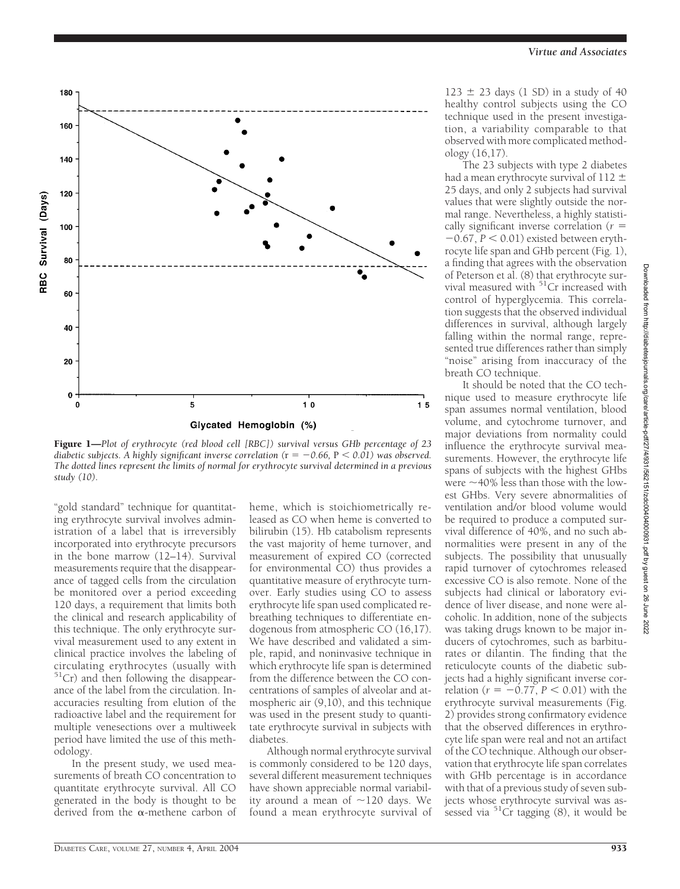**Figure 1**—*Plot of erythrocyte (red blood cell [RBC]) survival versus GHb percentage of 23 diabetic subjects. A highly significant inverse correlation (*$r = -0.66$*,* $P < 0.01$*) was observed. The dotted lines represent the limits of normal for erythrocyte survival determined in a previous study (10).*

"gold standard" technique for quantitating erythrocyte survival involves administration of a label that is irreversibly incorporated into erythrocyte precursors in the bone marrow (12–14). Survival measurements require that the disappearance of tagged cells from the circulation be monitored over a period exceeding 120 days, a requirement that limits both the clinical and research applicability of this technique. The only erythrocyte survival measurement used to any extent in clinical practice involves the labeling of circulating erythrocytes (usually with $^{51}Cr$) and then following the disappearance of the label from the circulation. Inaccuracies resulting from elution of the radioactive label and the requirement for multiple venesections over a multiweek period have limited the use of this methodology.

In the present study, we used measurements of breath CO concentration to quantitate erythrocyte survival. All CO generated in the body is thought to be derived from the α-methene carbon of heme, which is stoichiometrically released as CO when heme is converted to bilirubin (15). Hb catabolism represents the vast majority of heme turnover, and measurement of expired CO (corrected for environmental CO) thus provides a quantitative measure of erythrocyte turnover. Early studies using CO to assess erythrocyte life span used complicated rebreathing techniques to differentiate endogenous from atmospheric CO (16,17). We have described and validated a simple, rapid, and noninvasive technique in which erythrocyte life span is determined from the difference between the CO concentrations of samples of alveolar and atmospheric air (9,10), and this technique was used in the present study to quantitate erythrocyte survival in subjects with diabetes.

Although normal erythrocyte survival is commonly considered to be 120 days, several different measurement techniques have shown appreciable normal variability around a mean of ~120 days. We found a mean erythrocyte survival of $123 \pm 23$ days (1 SD) in a study of 40 healthy control subjects using the CO technique used in the present investigation, a variability comparable to that observed with more complicated methodology (16,17).

The 23 subjects with type 2 diabetes had a mean erythrocyte survival of $112 \pm 25$ days, and only 2 subjects had survival values that were slightly outside the normal range. Nevertheless, a highly statistically significant inverse correlation ($r = -0.67$, $P < 0.01$) existed between erythrocyte life span and GHb percent (Fig. 1), a finding that agrees with the observation of Peterson et al. (8) that erythrocyte survival measured with $^{51}Cr$ increased with control of hyperglycemia. This correlation suggests that the observed individual differences in survival, although largely falling within the normal range, represented true differences rather than simply "noise" arising from inaccuracy of the breath CO technique.

It should be noted that the CO technique used to measure erythrocyte life span assumes normal ventilation, blood volume, and cytochrome turnover, and major deviations from normality could influence the erythrocyte survival measurements. However, the erythrocyte life spans of subjects with the highest GHbs were ~40% less than those with the lowest GHbs. Very severe abnormalities of ventilation and/or blood volume would be required to produce a computed survival difference of 40%, and no such abnormalities were present in any of the subjects. The possibility that unusually rapid turnover of cytochromes released excessive CO is also remote. None of the subjects had clinical or laboratory evidence of liver disease, and none were alcoholic. In addition, none of the subjects was taking drugs known to be major inducers of cytochromes, such as barbiturates or dilantin. The finding that the reticulocyte counts of the diabetic subjects had a highly significant inverse correlation ($r = -0.77$, $P < 0.01$) with the erythrocyte survival measurements (Fig. 2) provides strong confirmatory evidence that the observed differences in erythrocyte life span were real and not an artifact of the CO technique. Although our observation that erythrocyte life span correlates with GHb percentage is in accordance with that of a previous study of seven subjects whose erythrocyte survival was assessed via $^{51}Cr$ tagging (8), it would be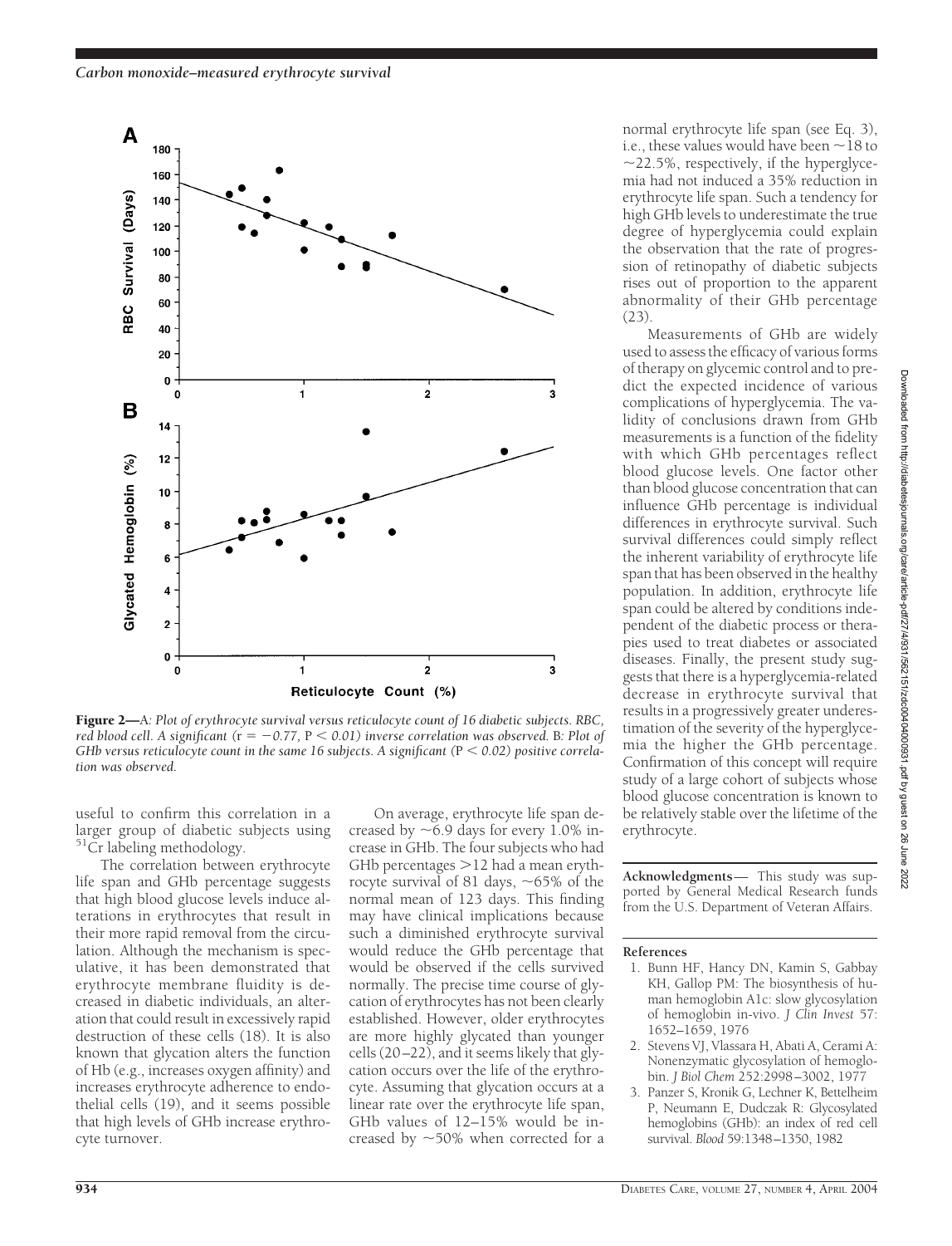**A**

RBC Survival (Days)

180
160
140
120
100
80
60
40
20
0

0 1 2 3

**B**

Glycated Hemoglobin (%)

14
12
10
8
6
4
2
0

0 1 2 3

Reticulocyte Count (%)

**Figure 2**—A: *Plot of erythrocyte survival versus reticulocyte count of 16 diabetic subjects. RBC, red blood cell. A significant* ($r = -0.77$, $P < 0.01$) *inverse correlation was observed.* B: *Plot of GHb versus reticulocyte count in the same 16 subjects. A significant* ($P < 0.02$) *positive correlation was observed.*

useful to confirm this correlation in a larger group of diabetic subjects using $^{51}$Cr labeling methodology.

The correlation between erythrocyte life span and GHb percentage suggests that high blood glucose levels induce alterations in erythrocytes that result in their more rapid removal from the circulation. Although the mechanism is speculative, it has been demonstrated that erythrocyte membrane fluidity is decreased in diabetic individuals, an alteration that could result in excessively rapid destruction of these cells (18). It is also known that glycation alters the function of Hb (e.g., increases oxygen affinity) and increases erythrocyte adherence to endothelial cells (19), and it seems possible that high levels of GHb increase erythrocyte turnover.

On average, erythrocyte life span decreased by ~6.9 days for every 1.0% increase in GHb. The four subjects who had GHb percentages >12 had a mean erythrocyte survival of 81 days, ~65% of the normal mean of 123 days. This finding may have clinical implications because such a diminished erythrocyte survival would reduce the GHb percentage that would be observed if the cells survived normally. The precise time course of glycation of erythrocytes has not been clearly established. However, older erythrocytes are more highly glycated than younger cells (20–22), and it seems likely that glycation occurs over the life of the erythrocyte. Assuming that glycation occurs at a linear rate over the erythrocyte life span, GHb values of 12–15% would be increased by ~50% when corrected for a normal erythrocyte life span (see Eq. 3), i.e., these values would have been ~18 to ~22.5%, respectively, if the hyperglycemia had not induced a 35% reduction in erythrocyte life span. Such a tendency for high GHb levels to underestimate the true degree of hyperglycemia could explain the observation that the rate of progression of retinopathy of diabetic subjects rises out of proportion to the apparent abnormality of their GHb percentage (23).

Measurements of GHb are widely used to assess the efficacy of various forms of therapy on glycemic control and to predict the expected incidence of various complications of hyperglycemia. The validity of conclusions drawn from GHb measurements is a function of the fidelity with which GHb percentages reflect blood glucose levels. One factor other than blood glucose concentration that can influence GHb percentage is individual differences in erythrocyte survival. Such survival differences could simply reflect the inherent variability of erythrocyte life span that has been observed in the healthy population. In addition, erythrocyte life span could be altered by conditions independent of the diabetic process or therapies used to treat diabetes or associated diseases. Finally, the present study suggests that there is a hyperglycemia-related decrease in erythrocyte survival that results in a progressively greater underestimation of the severity of the hyperglycemia the higher the GHb percentage. Confirmation of this concept will require study of a large cohort of subjects whose blood glucose concentration is known to be relatively stable over the lifetime of the erythrocyte.

**Acknowledgments**— This study was supported by General Medical Research funds from the U.S. Department of Veteran Affairs.

## References

1. Bunn HF, Hancy DN, Kamin S, Gabbay KH, Gallop PM: The biosynthesis of human hemoglobin A1c: slow glycosylation of hemoglobin in-vivo. *J Clin Invest* 57: 1652–1659, 1976
2. Stevens VJ, Vlassara H, Abati A, Cerami A: Nonenzymatic glycosylation of hemoglobin. *J Biol Chem* 252:2998–3002, 1977
3. Panzer S, Kronik G, Lechner K, Bettelheim P, Neumann E, Dudczak R: Glycosylated hemoglobins (GHb): an index of red cell survival. *Blood* 59:1348–1350, 1982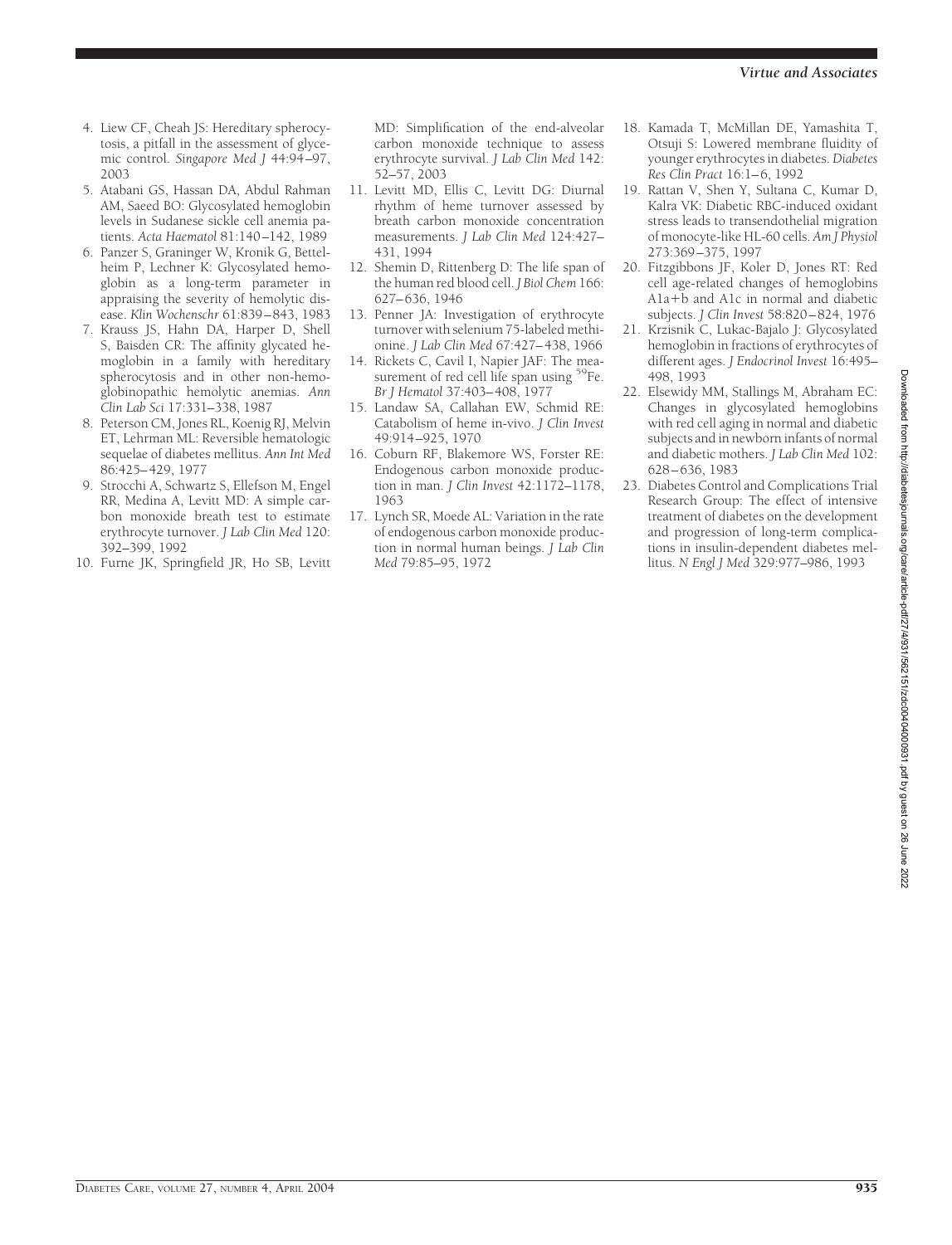4. Liew CF, Cheah JS: Hereditary spherocytosis, a pitfall in the assessment of glycemic control. *Singapore Med J* 44:94–97, 2003
5. Atabani GS, Hassan DA, Abdul Rahman AM, Saeed BO: Glycosylated hemoglobin levels in Sudanese sickle cell anemia patients. *Acta Haematol* 81:140–142, 1989
6. Panzer S, Graninger W, Kronik G, Bettelheim P, Lechner K: Glycosylated hemoglobin as a long-term parameter in appraising the severity of hemolytic disease. *Klin Wochenschr* 61:839–843, 1983
7. Krauss JS, Hahn DA, Harper D, Shell S, Baisden CR: The affinity glycated hemoglobin in a family with hereditary spherocytosis and in other non-hemoglobinopathic hemolytic anemias. *Ann Clin Lab Sci* 17:331–338, 1987
8. Peterson CM, Jones RL, Koenig RJ, Melvin ET, Lehrman ML: Reversible hematologic sequelae of diabetes mellitus. *Ann Int Med* 86:425–429, 1977
9. Strocchi A, Schwartz S, Ellefson M, Engel RR, Medina A, Levitt MD: A simple carbon monoxide breath test to estimate erythrocyte turnover. *J Lab Clin Med* 120: 392–399, 1992
10. Furne JK, Springfield JR, Ho SB, Levitt MD: Simplification of the end-alveolar carbon monoxide technique to assess erythrocyte survival. *J Lab Clin Med* 142: 52–57, 2003
11. Levitt MD, Ellis C, Levitt DG: Diurnal rhythm of heme turnover assessed by breath carbon monoxide concentration measurements. *J Lab Clin Med* 124:427–431, 1994
12. Shemin D, Rittenberg D: The life span of the human red blood cell. *J Biol Chem* 166: 627–636, 1946
13. Penner JA: Investigation of erythrocyte turnover with selenium 75-labeled methionine. *J Lab Clin Med* 67:427–438, 1966
14. Rickets C, Cavil I, Napier JAF: The measurement of red cell life span using $^{59}$Fe. *Br J Hematol* 37:403–408, 1977
15. Landaw SA, Callahan EW, Schmid RE: Catabolism of heme in-vivo. *J Clin Invest* 49:914–925, 1970
16. Coburn RF, Blakemore WS, Forster RE: Endogenous carbon monoxide production in man. *J Clin Invest* 42:1172–1178, 1963
17. Lynch SR, Moede AL: Variation in the rate of endogenous carbon monoxide production in normal human beings. *J Lab Clin Med* 79:85–95, 1972
18. Kamada T, McMillan DE, Yamashita T, Otsuji S: Lowered membrane fluidity of younger erythrocytes in diabetes. *Diabetes Res Clin Pract* 16:1–6, 1992
19. Rattan V, Shen Y, Sultana C, Kumar D, Kalra VK: Diabetic RBC-induced oxidant stress leads to transendothelial migration of monocyte-like HL-60 cells. *Am J Physiol* 273:369–375, 1997
20. Fitzgibbons JF, Koler D, Jones RT: Red cell age-related changes of hemoglobins A1a+b and A1c in normal and diabetic subjects. *J Clin Invest* 58:820–824, 1976
21. Krzisnik C, Lukac-Bajalo J: Glycosylated hemoglobin in fractions of erythrocytes of different ages. *J Endocrinol Invest* 16:495–498, 1993
22. Elsewidy MM, Stallings M, Abraham EC: Changes in glycosylated hemoglobins with red cell aging in normal and diabetic subjects and in newborn infants of normal and diabetic mothers. *J Lab Clin Med* 102: 628–636, 1983
23. Diabetes Control and Complications Trial Research Group: The effect of intensive treatment of diabetes on the development and progression of long-term complications in insulin-dependent diabetes mellitus. *N Engl J Med* 329:977–986, 1993